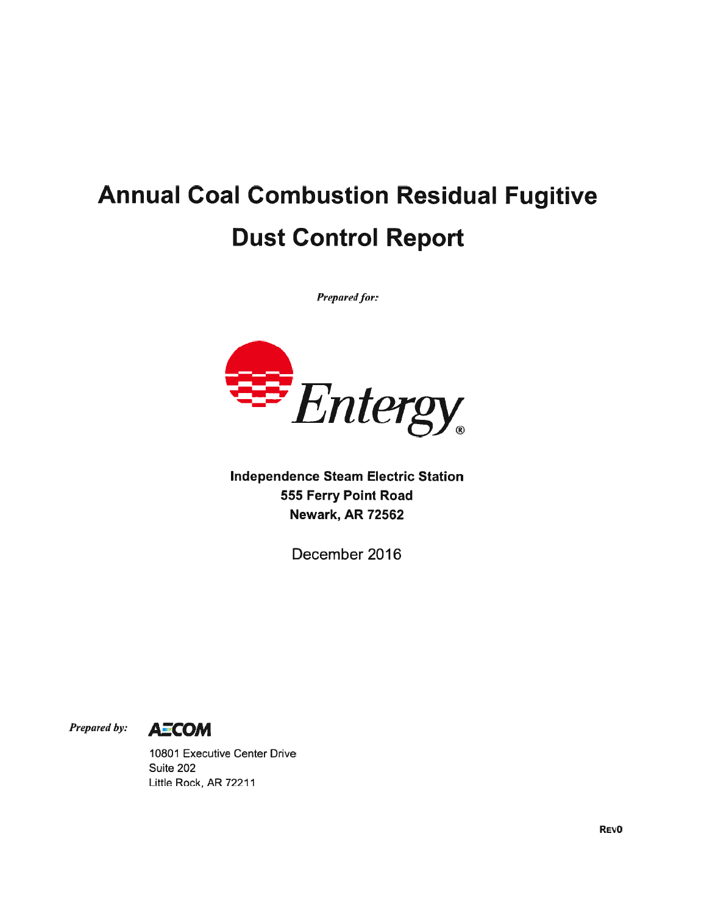# Annual Coal Combustion Residual Fugitive Dust Control Report

*Prepared for:*

Entergy

**Independence Steam Electric Station**
**555 Ferry Point Road**
**Newark, AR 72562**

December 2016

*Prepared by:* AECOM

10801 Executive Center Drive
Suite 202
Little Rock, AR 72211

REV0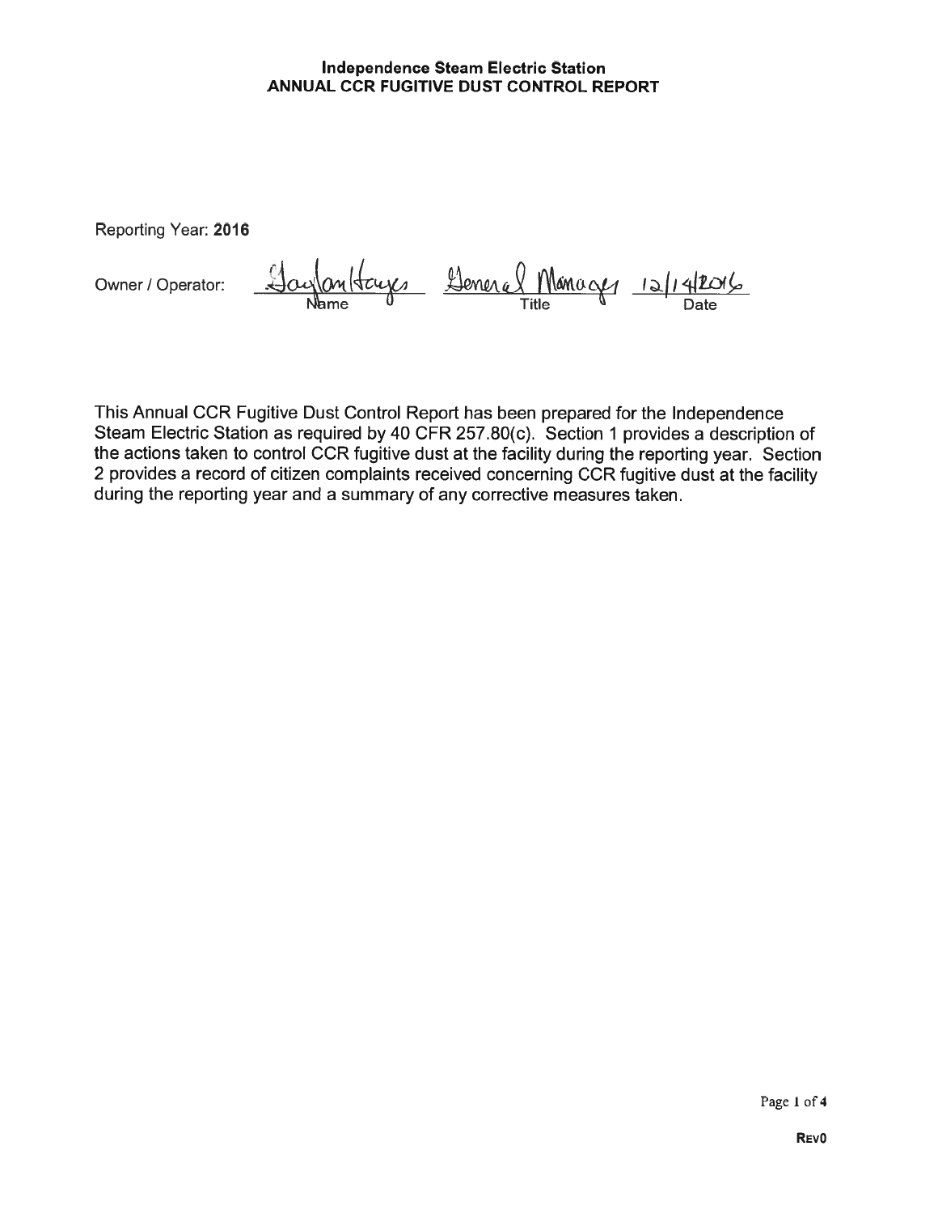**Independence Steam Electric Station**
**ANNUAL CCR FUGITIVE DUST CONTROL REPORT**

Reporting Year: **2016**

Owner / Operator: Gaylon Hayes — General Manager — 12/14/2016

| Name | Title | Date |
|---|---|---|
| Gaylon Hayes | General Manager | 12/14/2016 |

This Annual CCR Fugitive Dust Control Report has been prepared for the Independence Steam Electric Station as required by 40 CFR 257.80(c). Section 1 provides a description of the actions taken to control CCR fugitive dust at the facility during the reporting year. Section 2 provides a record of citizen complaints received concerning CCR fugitive dust at the facility during the reporting year and a summary of any corrective measures taken.

**REV0**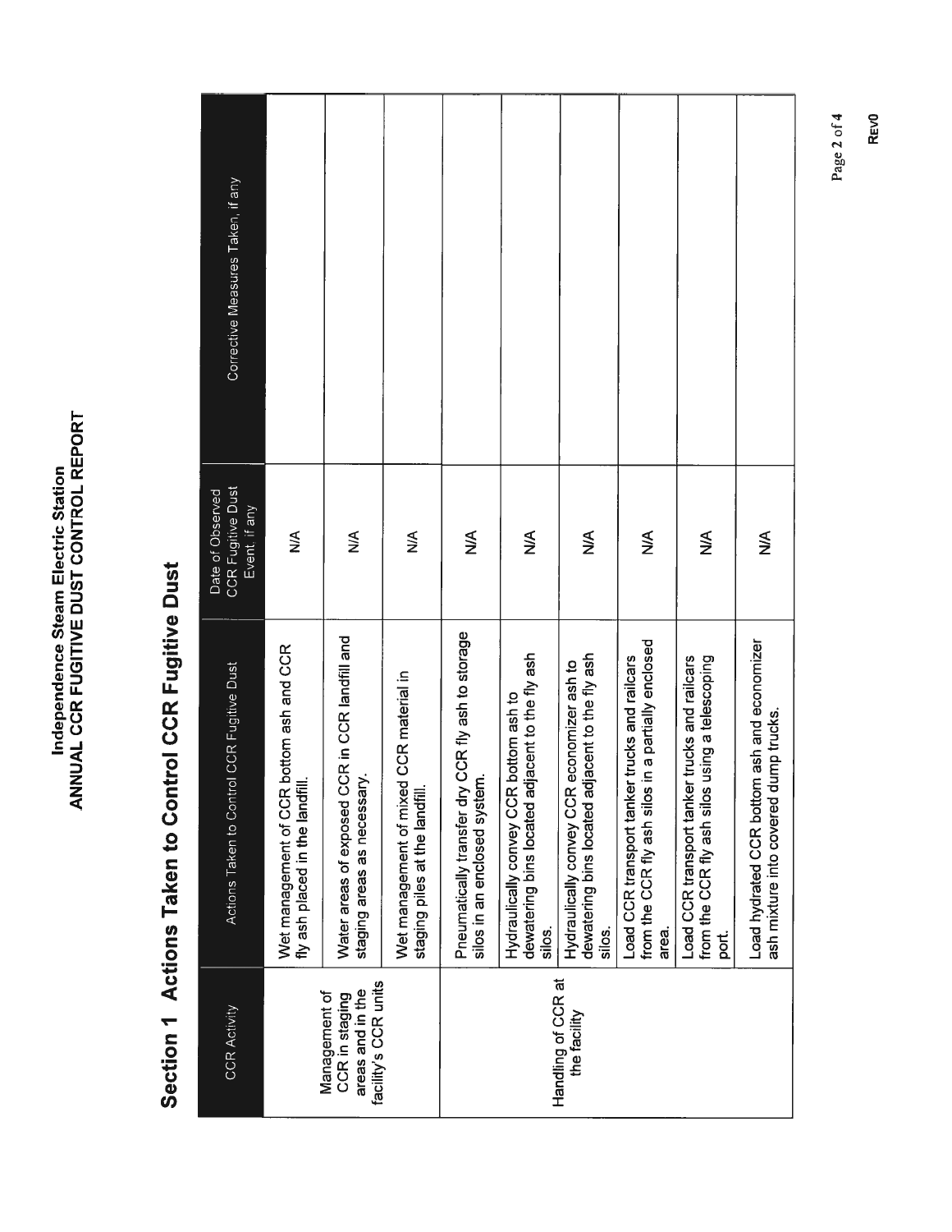# Independence Steam Electric Station
# ANNUAL CCR FUGITIVE DUST CONTROL REPORT

## Section 1 Actions Taken to Control CCR Fugitive Dust

| CCR Activity | Actions Taken to Control CCR Fugitive Dust | Date of Observed CCR Fugitive Dust Event, if any | Corrective Measures Taken, if any |
|---|---|---|---|
| Management of CCR in staging areas and in the facility's CCR units | Wet management of CCR bottom ash and CCR fly ash placed in the landfill. | N/A | |
| | Water areas of exposed CCR in CCR landfill and staging areas as necessary. | N/A | |
| | Wet management of mixed CCR material in staging piles at the landfill. | N/A | |
| Handling of CCR at the facility | Pneumatically transfer dry CCR fly ash to storage silos in an enclosed system. | N/A | |
| | Hydraulically convey CCR bottom ash to dewatering bins located adjacent to the fly ash silos. | N/A | |
| | Hydraulically convey CCR economizer ash to dewatering bins located adjacent to the fly ash silos. | N/A | |
| | Load CCR transport tanker trucks and railcars from the CCR fly ash silos in a partially enclosed area. | N/A | |
| | Load CCR transport tanker trucks and railcars from the CCR fly ash silos using a telescoping port. | N/A | |
| | Load hydrated CCR bottom ash and economizer ash mixture into covered dump trucks. | N/A | |

Rev0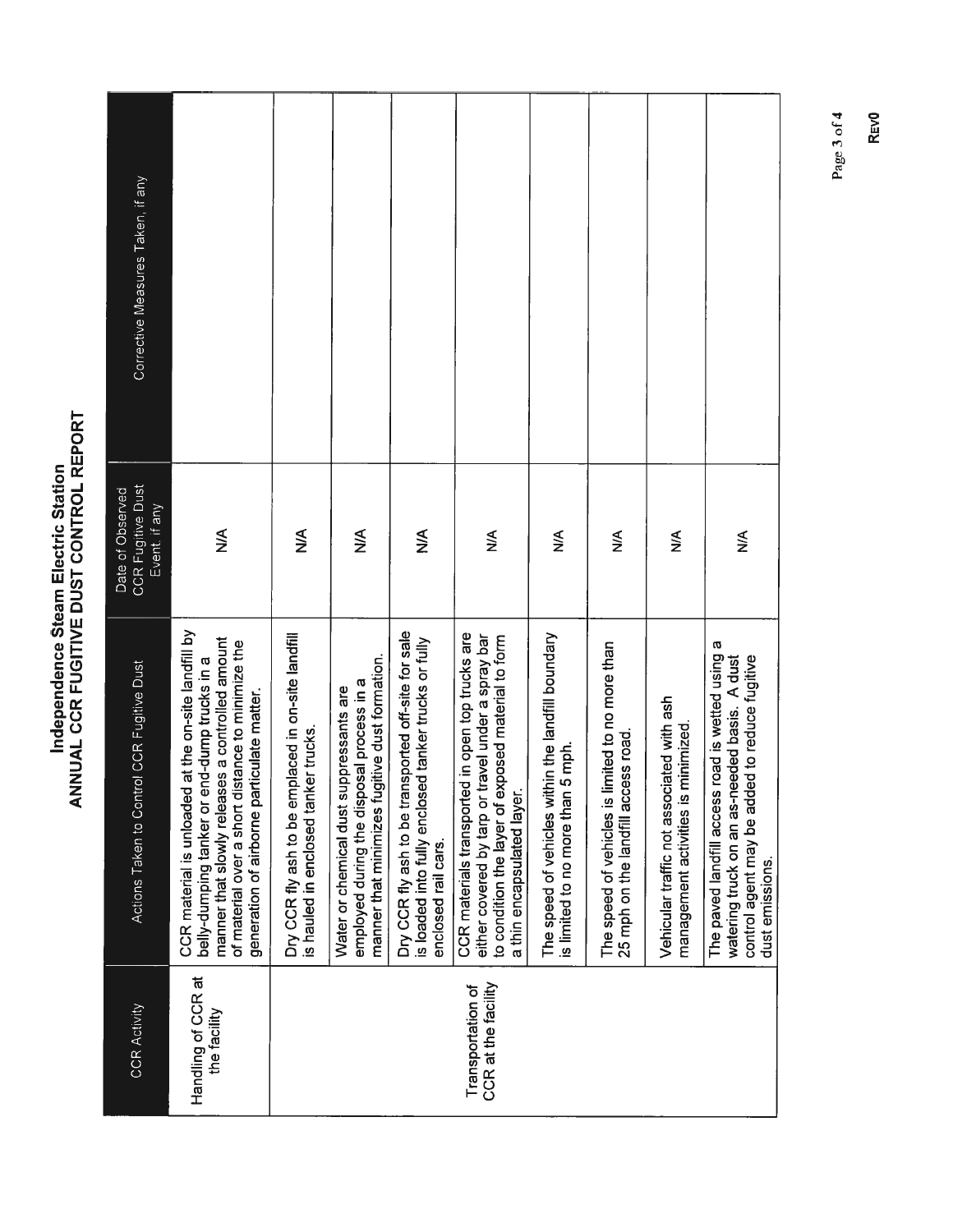# Independence Steam Electric Station
## ANNUAL CCR FUGITIVE DUST CONTROL REPORT

| CCR Activity | Actions Taken to Control CCR Fugitive Dust | Date of Observed CCR Fugitive Dust Event, if any | Corrective Measures Taken, if any |
|---|---|---|---|
| Handling of CCR at the facility | CCR material is unloaded at the on-site landfill by belly-dumping tanker or end-dump trucks in a manner that slowly releases a controlled amount of material over a short distance to minimize the generation of airborne particulate matter. | N/A | |
| | Dry CCR fly ash to be emplaced in on-site landfill is hauled in enclosed tanker trucks. | N/A | |
| | Water or chemical dust suppressants are employed during the disposal process in a manner that minimizes fugitive dust formation. | N/A | |
| | Dry CCR fly ash to be transported off-site for sale is loaded into fully enclosed tanker trucks or fully enclosed rail cars. | N/A | |
| Transportation of CCR at the facility | CCR materials transported in open top trucks are either covered by tarp or travel under a spray bar to condition the layer of exposed material to form a thin encapsulated layer. | N/A | |
| | The speed of vehicles within the landfill boundary is limited to no more than 5 mph. | N/A | |
| | The speed of vehicles is limited to no more than 25 mph on the landfill access road. | N/A | |
| | Vehicular traffic not associated with ash management activities is minimized. | N/A | |
| | The paved landfill access road is wetted using a watering truck on an as-needed basis. A dust control agent may be added to reduce fugitive dust emissions. | N/A | |

REV0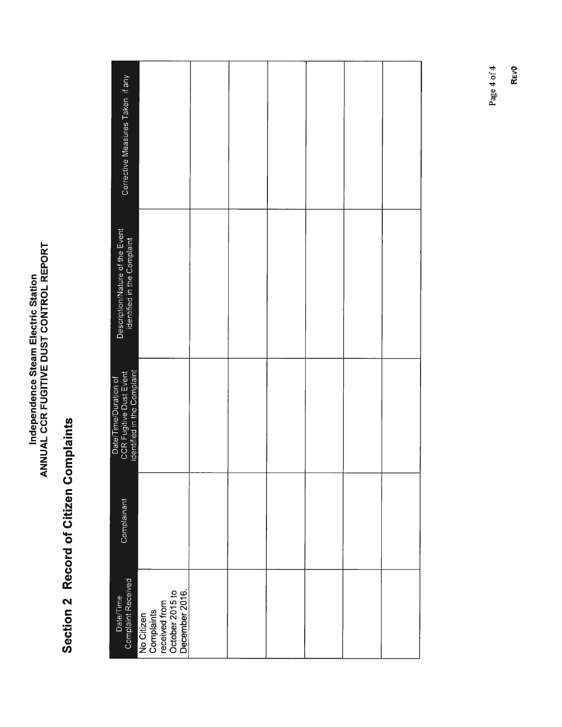Independence Steam Electric Station
ANNUAL CCR FUGITIVE DUST CONTROL REPORT

## Section 2 Record of Citizen Complaints

| Date/Time Complaint Received | Complainant | Date/Time/Duration of CCR Fugitive Dust Event identifed in the Complaint | Description/Nature of the Event identified in the Complaint | Corrective Measures Taken, if any |
|---|---|---|---|---|
| No Citizen Complaints received from October 2015 to December 2016. | | | | |
| | | | | |
| | | | | |
| | | | | |
| | | | | |
| | | | | |
| | | | | |

REV0